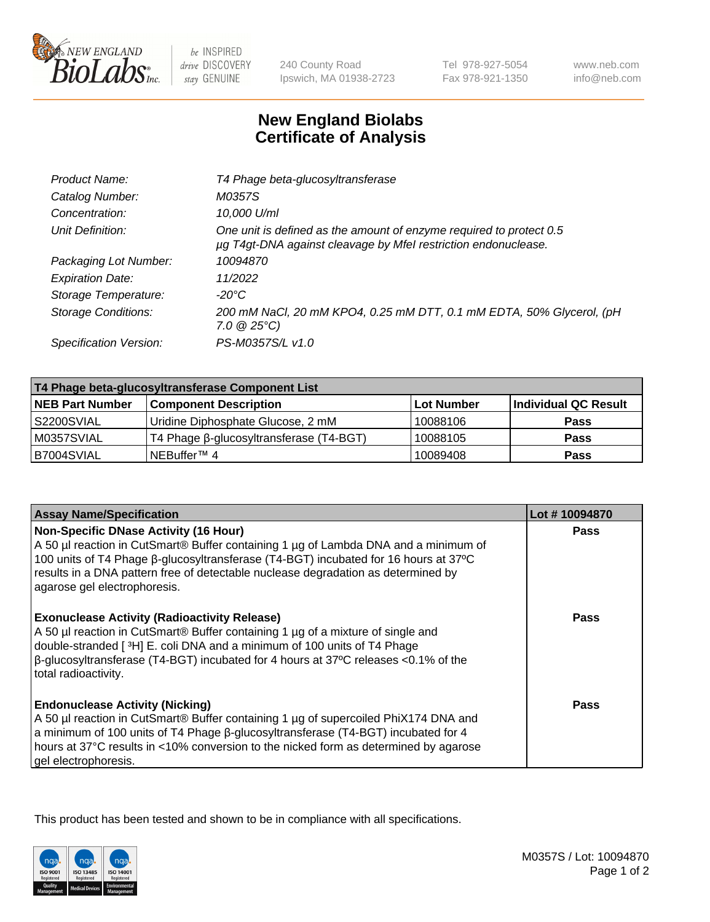# New England Biolabs Certificate of Analysis

| | |
|---|---|
| *Product Name:* | *T4 Phage beta-glucosyltransferase* |
| *Catalog Number:* | *M0357S* |
| *Concentration:* | *10,000 U/ml* |
| *Unit Definition:* | *One unit is defined as the amount of enzyme required to protect 0.5 µg T4gt-DNA against cleavage by MfeI restriction endonuclease.* |
| *Packaging Lot Number:* | *10094870* |
| *Expiration Date:* | *11/2022* |
| *Storage Temperature:* | *-20°C* |
| *Storage Conditions:* | *200 mM NaCl, 20 mM KPO4, 0.25 mM DTT, 0.1 mM EDTA, 50% Glycerol, (pH 7.0 @ 25°C)* |
| *Specification Version:* | *PS-M0357S/L v1.0* |

| T4 Phage beta-glucosyltransferase Component List | | | |
|---|---|---|---|
| **NEB Part Number** | **Component Description** | **Lot Number** | **Individual QC Result** |
| S2200SVIAL | Uridine Diphosphate Glucose, 2 mM | 10088106 | **Pass** |
| M0357SVIAL | T4 Phage β-glucosyltransferase (T4-BGT) | 10088105 | **Pass** |
| B7004SVIAL | NEBuffer™ 4 | 10089408 | **Pass** |

| Assay Name/Specification | Lot # 10094870 |
|---|---|
| **Non-Specific DNase Activity (16 Hour)** A 50 µl reaction in CutSmart® Buffer containing 1 µg of Lambda DNA and a minimum of 100 units of T4 Phage β-glucosyltransferase (T4-BGT) incubated for 16 hours at 37ºC results in a DNA pattern free of detectable nuclease degradation as determined by agarose gel electrophoresis. | **Pass** |
| **Exonuclease Activity (Radioactivity Release)** A 50 µl reaction in CutSmart® Buffer containing 1 µg of a mixture of single and double-stranded [ $^{3}$H] E. coli DNA and a minimum of 100 units of T4 Phage β-glucosyltransferase (T4-BGT) incubated for 4 hours at 37ºC releases <0.1% of the total radioactivity. | **Pass** |
| **Endonuclease Activity (Nicking)** A 50 µl reaction in CutSmart® Buffer containing 1 µg of supercoiled PhiX174 DNA and a minimum of 100 units of T4 Phage β-glucosyltransferase (T4-BGT) incubated for 4 hours at 37°C results in <10% conversion to the nicked form as determined by agarose gel electrophoresis. | **Pass** |

This product has been tested and shown to be in compliance with all specifications.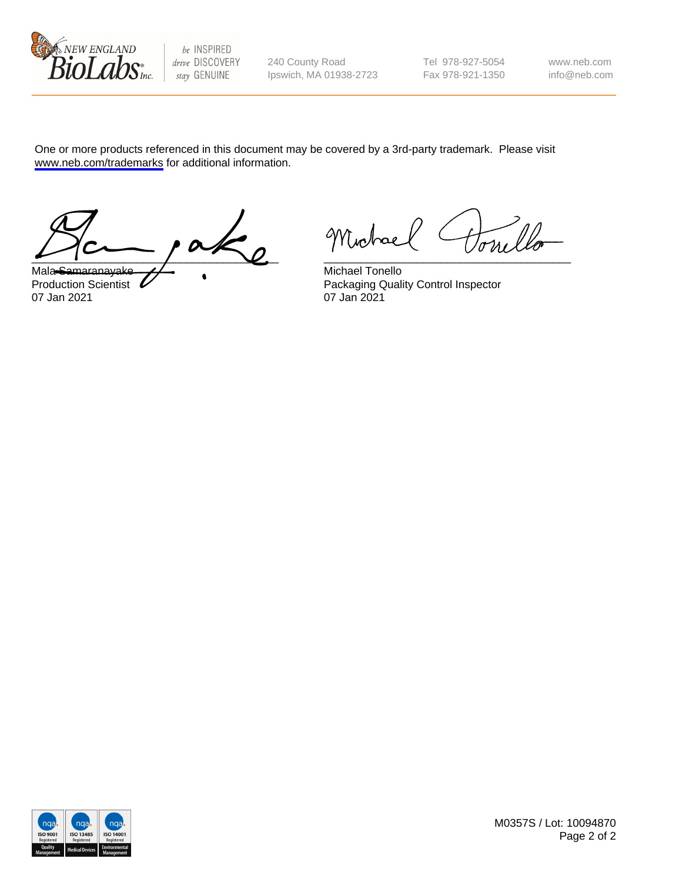One or more products referenced in this document may be covered by a 3rd-party trademark. Please visit www.neb.com/trademarks for additional information.

Mala Samaranayake
Production Scientist
07 Jan 2021

Michael Tonello
Packaging Quality Control Inspector
07 Jan 2021

M0357S / Lot: 10094870